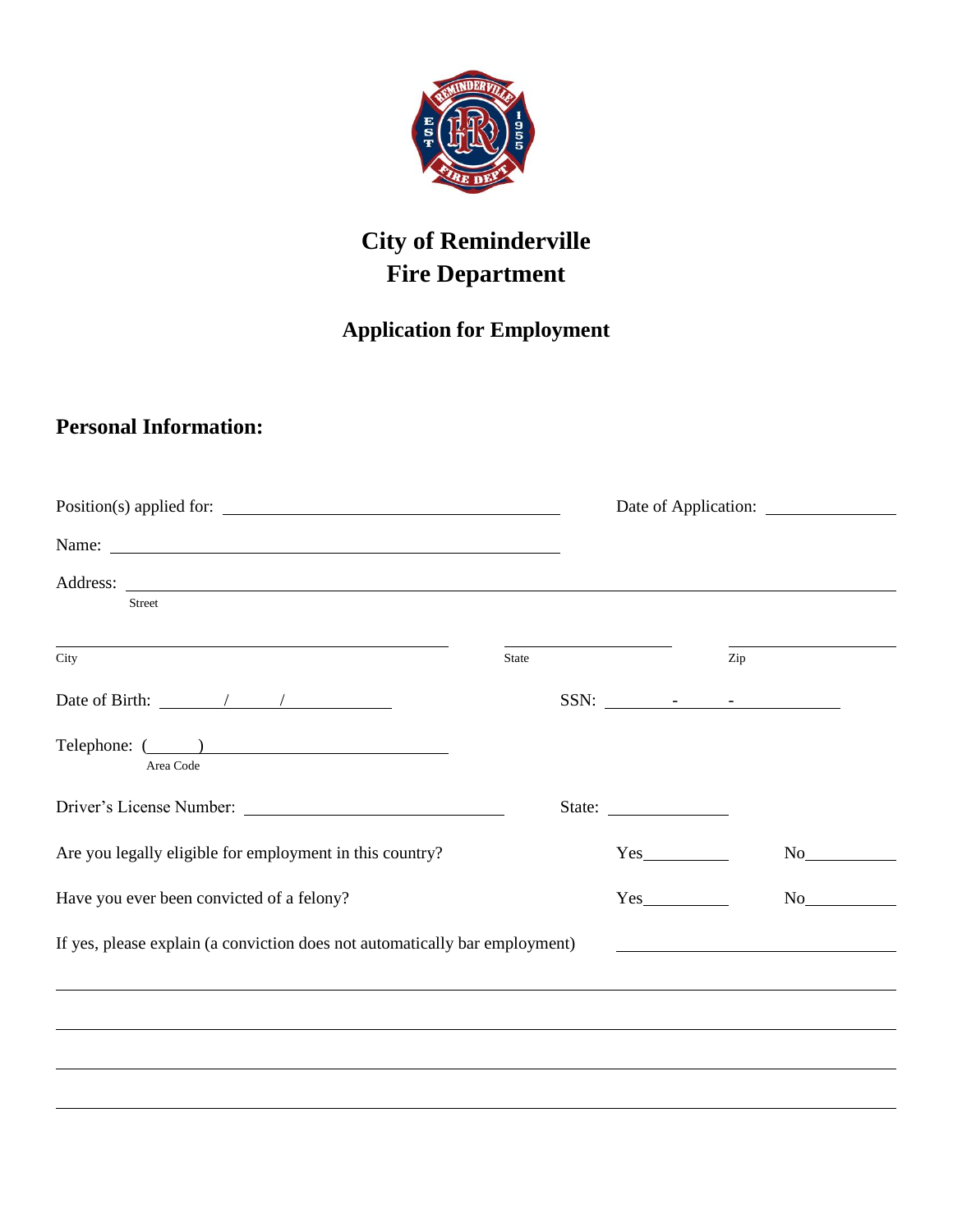# City of Reminderville
# Fire Department

## Application for Employment

## Personal Information:

Position(s) applied for: ______________________________ Date of Application: ______________

Name: ______________________________________________

Address: ____________________________________________________________
Street

______________________________ ______________ ______________
City State Zip

Date of Birth: ______/______/__________ SSN: ______-______-__________

Telephone: (______) ____________________________
Area Code

Driver's License Number: ________________________ State: ____________

Are you legally eligible for employment in this country? Yes__________ No__________

Have you ever been convicted of a felony? Yes__________ No__________

If yes, please explain (a conviction does not automatically bar employment) ______________________________

____________________________________________________________________________

____________________________________________________________________________

____________________________________________________________________________

____________________________________________________________________________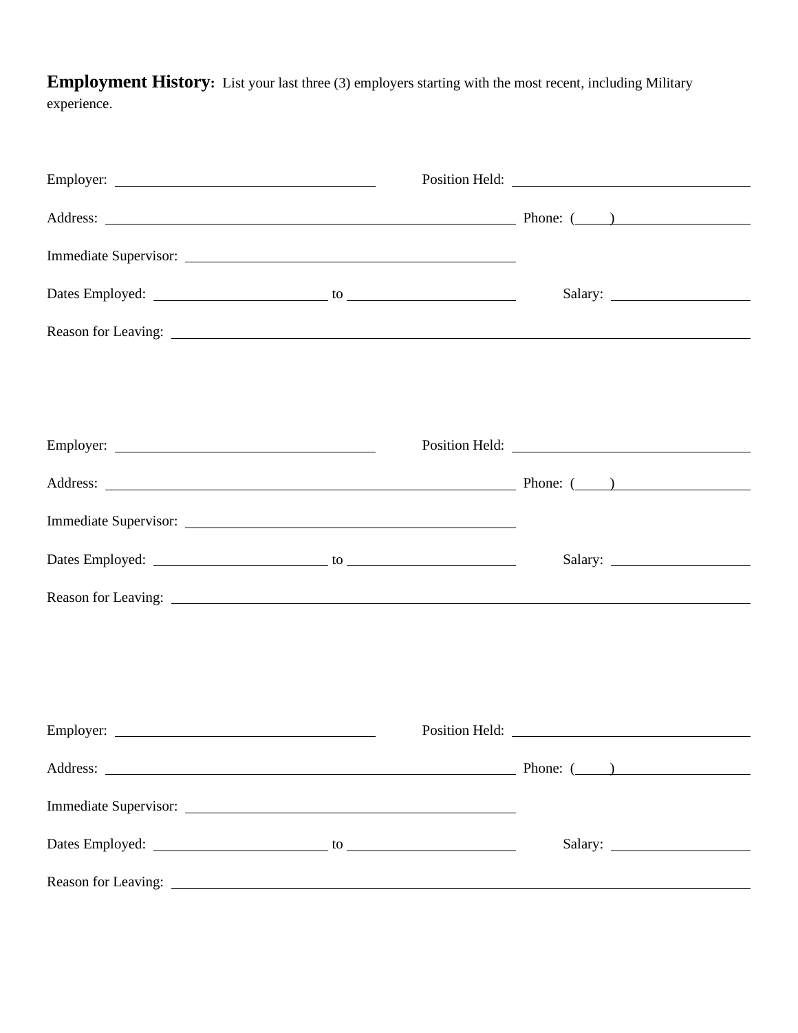**Employment History:** List your last three (3) employers starting with the most recent, including Military experience.

Employer: \_\_\_\_\_\_\_\_\_\_\_\_\_\_\_\_\_\_\_\_\_\_\_\_\_\_\_\_\_\_ Position Held: \_\_\_\_\_\_\_\_\_\_\_\_\_\_\_\_\_\_\_\_\_\_\_\_\_\_\_\_\_\_

Address: \_\_\_\_\_\_\_\_\_\_\_\_\_\_\_\_\_\_\_\_\_\_\_\_\_\_\_\_\_\_\_\_\_\_\_\_\_\_\_\_\_\_\_\_\_\_\_\_ Phone: (\_\_\_\_) \_\_\_\_\_\_\_\_\_\_\_\_\_\_\_\_

Immediate Supervisor: \_\_\_\_\_\_\_\_\_\_\_\_\_\_\_\_\_\_\_\_\_\_\_\_\_\_\_\_\_\_\_\_\_\_\_\_\_\_\_\_

Dates Employed: \_\_\_\_\_\_\_\_\_\_\_\_\_\_\_\_\_\_\_\_ to \_\_\_\_\_\_\_\_\_\_\_\_\_\_\_\_\_\_\_\_ Salary: \_\_\_\_\_\_\_\_\_\_\_\_\_\_\_\_

Reason for Leaving: \_\_\_\_\_\_\_\_\_\_\_\_\_\_\_\_\_\_\_\_\_\_\_\_\_\_\_\_\_\_\_\_\_\_\_\_\_\_\_\_\_\_\_\_\_\_\_\_\_\_\_\_\_\_\_\_\_\_\_\_\_\_\_\_\_\_

Employer: \_\_\_\_\_\_\_\_\_\_\_\_\_\_\_\_\_\_\_\_\_\_\_\_\_\_\_\_\_\_ Position Held: \_\_\_\_\_\_\_\_\_\_\_\_\_\_\_\_\_\_\_\_\_\_\_\_\_\_\_\_\_\_

Address: \_\_\_\_\_\_\_\_\_\_\_\_\_\_\_\_\_\_\_\_\_\_\_\_\_\_\_\_\_\_\_\_\_\_\_\_\_\_\_\_\_\_\_\_\_\_\_\_ Phone: (\_\_\_\_) \_\_\_\_\_\_\_\_\_\_\_\_\_\_\_\_

Immediate Supervisor: \_\_\_\_\_\_\_\_\_\_\_\_\_\_\_\_\_\_\_\_\_\_\_\_\_\_\_\_\_\_\_\_\_\_\_\_\_\_\_\_

Dates Employed: \_\_\_\_\_\_\_\_\_\_\_\_\_\_\_\_\_\_\_\_ to \_\_\_\_\_\_\_\_\_\_\_\_\_\_\_\_\_\_\_\_ Salary: \_\_\_\_\_\_\_\_\_\_\_\_\_\_\_\_

Reason for Leaving: \_\_\_\_\_\_\_\_\_\_\_\_\_\_\_\_\_\_\_\_\_\_\_\_\_\_\_\_\_\_\_\_\_\_\_\_\_\_\_\_\_\_\_\_\_\_\_\_\_\_\_\_\_\_\_\_\_\_\_\_\_\_\_\_\_\_

Employer: \_\_\_\_\_\_\_\_\_\_\_\_\_\_\_\_\_\_\_\_\_\_\_\_\_\_\_\_\_\_ Position Held: \_\_\_\_\_\_\_\_\_\_\_\_\_\_\_\_\_\_\_\_\_\_\_\_\_\_\_\_\_\_

Address: \_\_\_\_\_\_\_\_\_\_\_\_\_\_\_\_\_\_\_\_\_\_\_\_\_\_\_\_\_\_\_\_\_\_\_\_\_\_\_\_\_\_\_\_\_\_\_\_ Phone: (\_\_\_\_) \_\_\_\_\_\_\_\_\_\_\_\_\_\_\_\_

Immediate Supervisor: \_\_\_\_\_\_\_\_\_\_\_\_\_\_\_\_\_\_\_\_\_\_\_\_\_\_\_\_\_\_\_\_\_\_\_\_\_\_\_\_

Dates Employed: \_\_\_\_\_\_\_\_\_\_\_\_\_\_\_\_\_\_\_\_ to \_\_\_\_\_\_\_\_\_\_\_\_\_\_\_\_\_\_\_\_ Salary: \_\_\_\_\_\_\_\_\_\_\_\_\_\_\_\_

Reason for Leaving: \_\_\_\_\_\_\_\_\_\_\_\_\_\_\_\_\_\_\_\_\_\_\_\_\_\_\_\_\_\_\_\_\_\_\_\_\_\_\_\_\_\_\_\_\_\_\_\_\_\_\_\_\_\_\_\_\_\_\_\_\_\_\_\_\_\_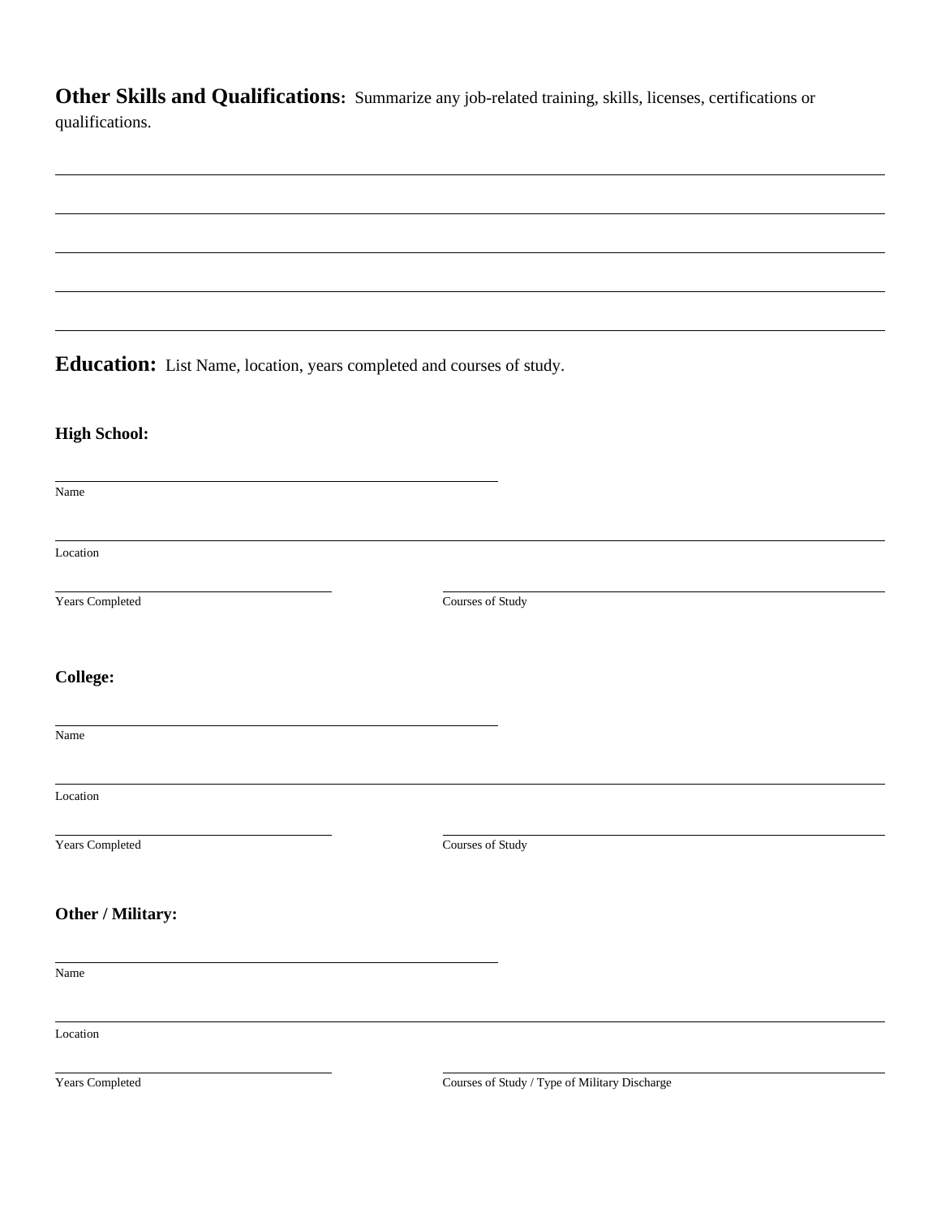**Other Skills and Qualifications:** Summarize any job-related training, skills, licenses, certifications or qualifications.

______________________________________________________________________________

______________________________________________________________________________

______________________________________________________________________________

______________________________________________________________________________

______________________________________________________________________________

**Education:** List Name, location, years completed and courses of study.

**High School:**

________________________________________
Name

______________________________________________________________________________
Location

________________________ ________________________________________
Years Completed Courses of Study

**College:**

________________________________________
Name

______________________________________________________________________________
Location

________________________ ________________________________________
Years Completed Courses of Study

**Other / Military:**

________________________________________
Name

______________________________________________________________________________
Location

________________________ ________________________________________
Years Completed Courses of Study / Type of Military Discharge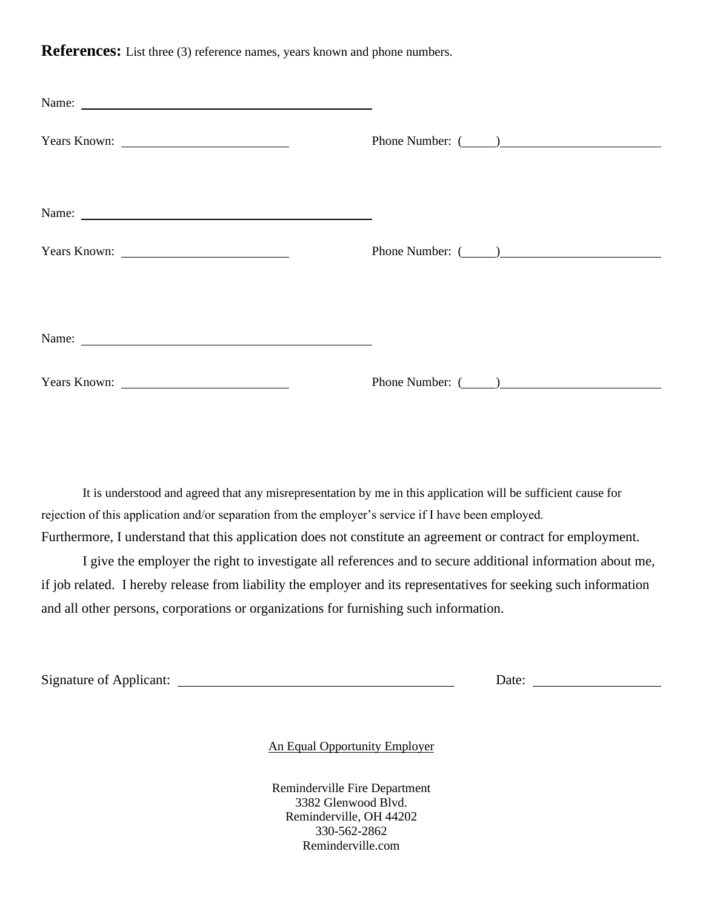**References:** List three (3) reference names, years known and phone numbers.

Name: ______________________________________

Years Known: ______________________ Phone Number: (_____)______________________

Name: ______________________________________

Years Known: ______________________ Phone Number: (_____)______________________

Name: ______________________________________

Years Known: ______________________ Phone Number: (_____)______________________

It is understood and agreed that any misrepresentation by me in this application will be sufficient cause for rejection of this application and/or separation from the employer's service if I have been employed. Furthermore, I understand that this application does not constitute an agreement or contract for employment.

I give the employer the right to investigate all references and to secure additional information about me, if job related. I hereby release from liability the employer and its representatives for seeking such information and all other persons, corporations or organizations for furnishing such information.

Signature of Applicant: ____________________________________ Date: ________________

An Equal Opportunity Employer

Reminderville Fire Department
3382 Glenwood Blvd.
Reminderville, OH 44202
330-562-2862
Reminderville.com